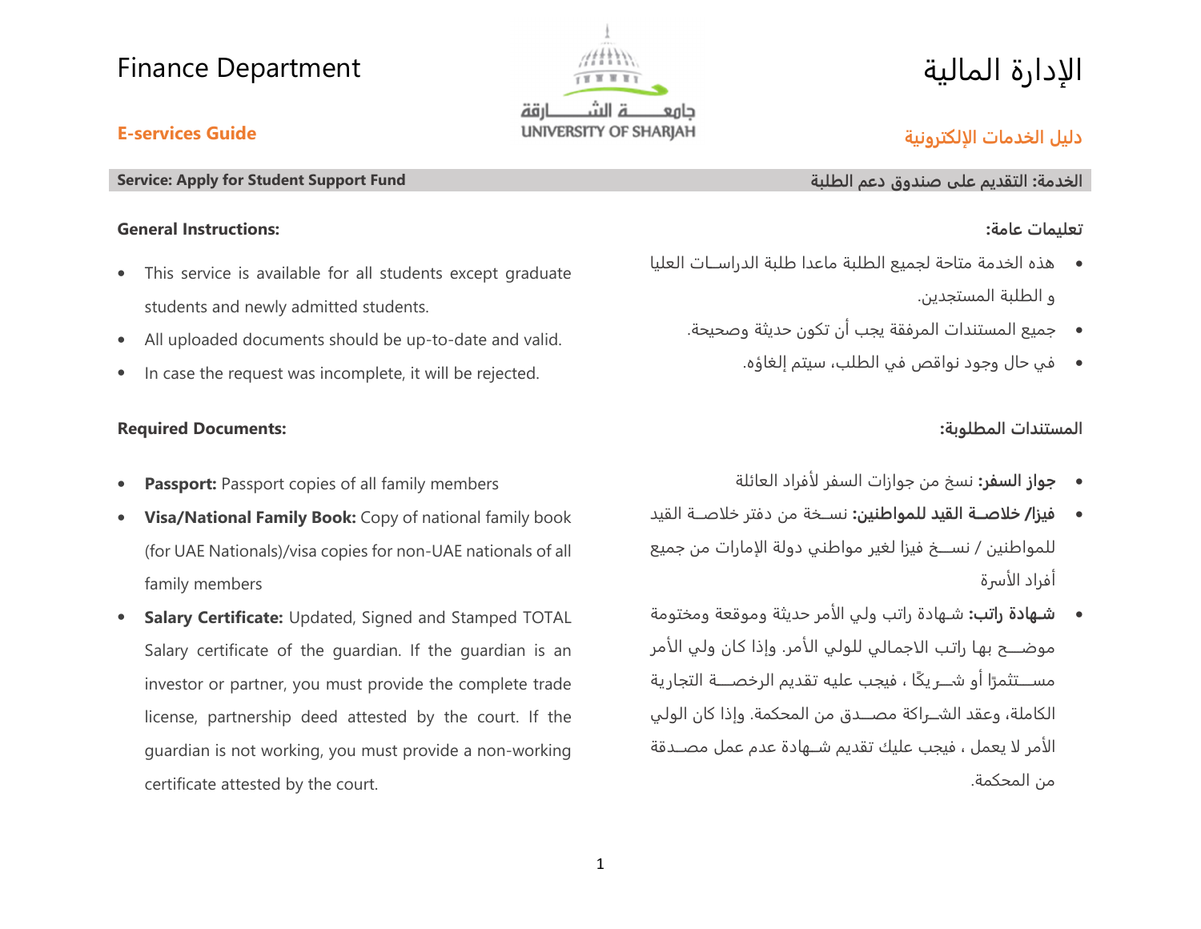# Finance Department

# الإدارة المالية

## E-services Guide

## دليل الخدمات الإلكترونية

**Service: Apply for Student Support Fund**

**الخدمة: التقديم على صندوق دعم الطلبة**

### General Instructions:

- This service is available for all students except graduate students and newly admitted students.
- All uploaded documents should be up-to-date and valid.
- In case the request was incomplete, it will be rejected.

### Required Documents:

- **Passport:** Passport copies of all family members
- **Visa/National Family Book:** Copy of national family book (for UAE Nationals)/visa copies for non-UAE nationals of all family members
- **Salary Certificate:** Updated, Signed and Stamped TOTAL Salary certificate of the guardian. If the guardian is an investor or partner, you must provide the complete trade license, partnership deed attested by the court. If the guardian is not working, you must provide a non-working certificate attested by the court.

### تعليمات عامة:

- هذه الخدمة متاحة لجميع الطلبة ماعدا طلبة الدراسـات العليا و الطلبة المستجدين.
- جميع المستندات المرفقة يجب أن تكون حديثة وصحيحة.
- في حال وجود نواقص في الطلب، سيتم إلغاؤه.

### المستندات المطلوبة:

- **جواز السفر:** نسخ من جوازات السفر لأفراد العائلة
- **فيزا/ خلاصـة القيد للمواطنين:** نسـخة من دفتر خلاصـة القيد للمواطنين / نســخ فيزا لغير مواطني دولة الإمارات من جميع أفراد الأسرة
- **شهادة راتب:** شـهادة راتب ولي الأمر حديثة وموقعة ومختومة موضــح بها راتب الاجمالي للولي الأمر. وإذا كان ولي الأمر مســتثمرًا أو شــريكًا ، فيجب عليه تقديم الرخصــة التجارية الكاملة، وعقد الشـراكة مصــدق من المحكمة. وإذا كان الولي الأمر لا يعمل ، فيجب عليك تقديم شـهادة عدم عمل مصـدقة من المحكمة.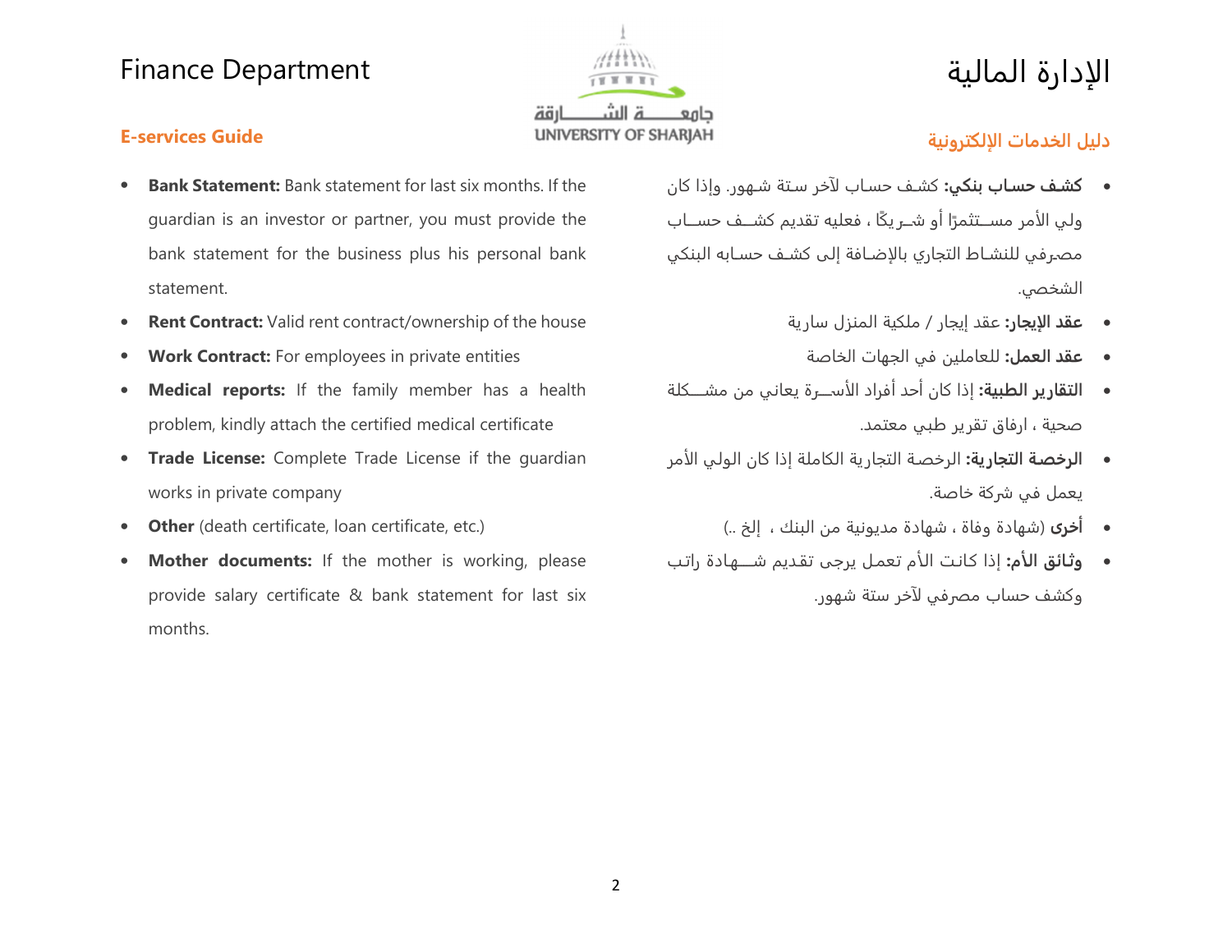# Finance Department

# الإدارة المالية

## E-services Guide

- **Bank Statement:** Bank statement for last six months. If the guardian is an investor or partner, you must provide the bank statement for the business plus his personal bank statement.
- **Rent Contract:** Valid rent contract/ownership of the house
- **Work Contract:** For employees in private entities
- **Medical reports:** If the family member has a health problem, kindly attach the certified medical certificate
- **Trade License:** Complete Trade License if the guardian works in private company
- **Other** (death certificate, loan certificate, etc.)
- **Mother documents:** If the mother is working, please provide salary certificate & bank statement for last six months.

## دليل الخدمات الإلكترونية

- **كشف حساب بنكي:** كشف حساب لآخر ستة شهور. وإذا كان ولي الأمر مستثمرًا أو شريكًا ، فعليه تقديم كشف حساب مصرفي للنشاط التجاري بالإضافة إلى كشف حسابه البنكي الشخصي.
- **عقد الإيجار:** عقد إيجار / ملكية المنزل سارية
- **عقد العمل:** للعاملين في الجهات الخاصة
- **التقارير الطبية:** إذا كان أحد أفراد الأسرة يعاني من مشكلة صحية ، ارفاق تقرير طبي معتمد.
- **الرخصة التجارية:** الرخصة التجارية الكاملة إذا كان الولي الأمر يعمل في شركة خاصة.
- **أخرى** (شهادة وفاة ، شهادة مديونية من البنك ، إلخ ..)
- **وثائق الأم:** إذا كانت الأم تعمل يرجى تقديم شهادة راتب وكشف حساب مصرفي لآخر ستة شهور.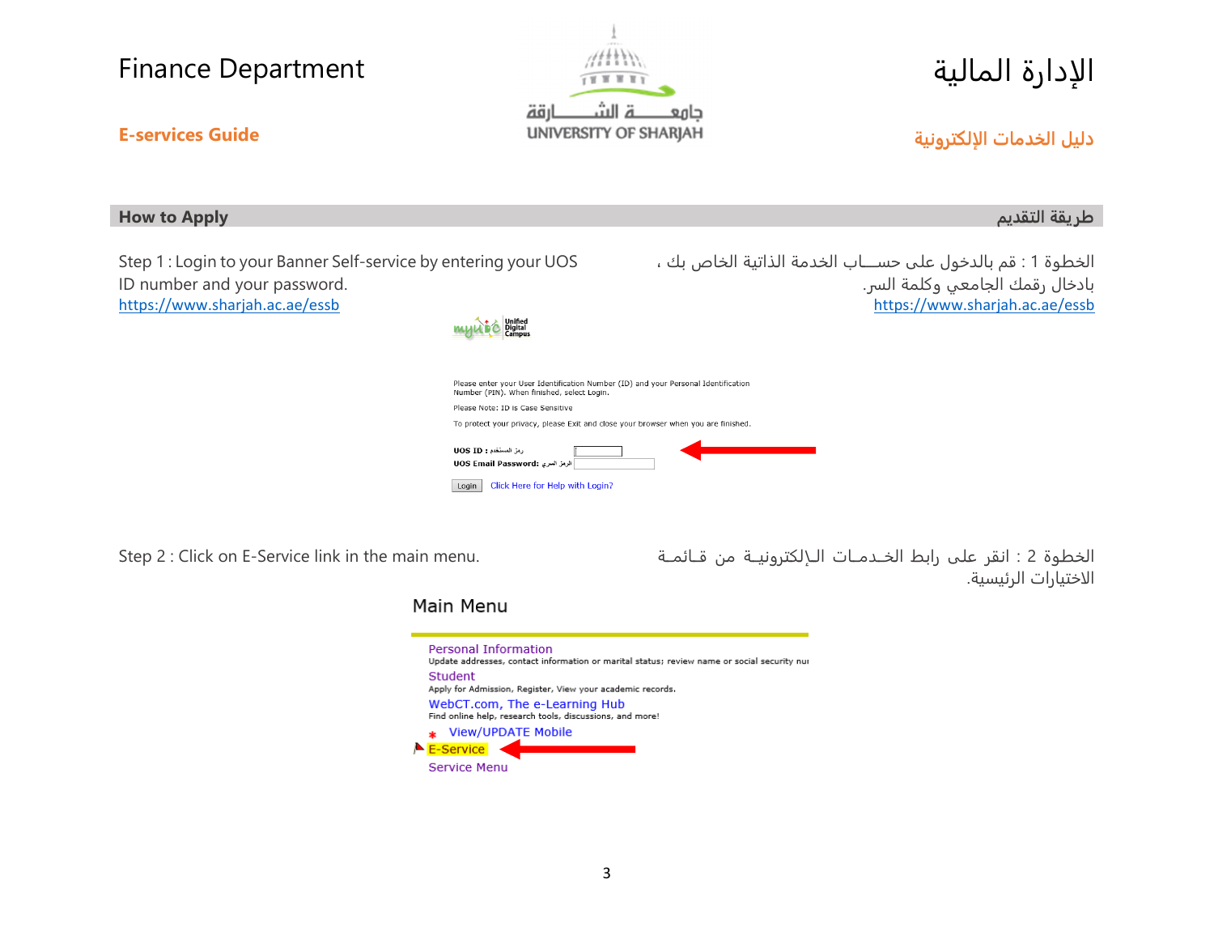## How to Apply

## طريقة التقديم

Step 1 : Login to your Banner Self-service by entering your UOS ID number and your password.
https://www.sharjah.ac.ae/essb

الخطوة 1 : قم بالدخول على حســاب الخدمة الذاتية الخاص بك ، بادخال رقمك الجامعي وكلمة السر.
https://www.sharjah.ac.ae/essb

Unified Digital Campus

Please enter your User Identification Number (ID) and your Personal Identification Number (PIN). When finished, select Login.

Please Note: ID is Case Sensitive

To protect your privacy, please Exit and close your browser when you are finished.

UOS ID : رمز المستخدم

UOS Email Password: الرمز السري

Login | Click Here for Help with Login?

Step 2 : Click on E-Service link in the main menu.

الخطوة 2 : انقر على رابط الخدمات الإلكترونية من قائمة الاختيارات الرئيسية.

Main Menu

Personal Information
Update addresses, contact information or marital status; review name or social security nu

Student
Apply for Admission, Register, View your academic records.

WebCT.com, The e-Learning Hub
Find online help, research tools, discussions, and more!

View/UPDATE Mobile

E-Service

Service Menu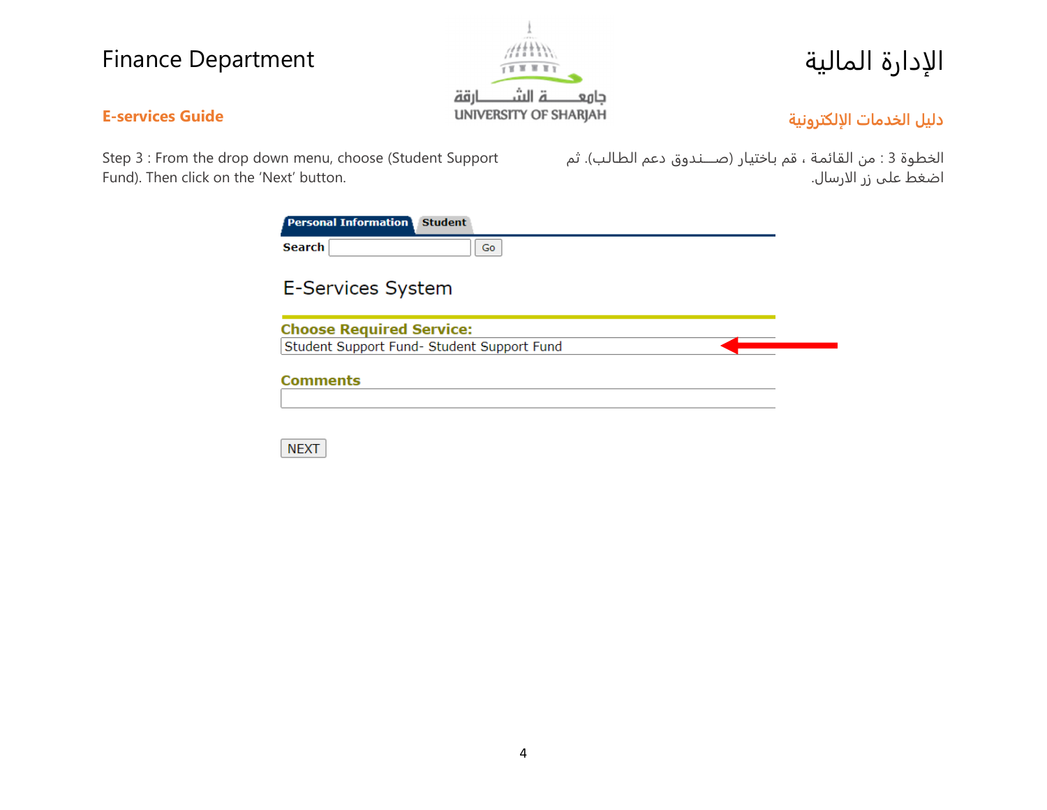Step 3 : From the drop down menu, choose (Student Support Fund). Then click on the 'Next' button.

الخطوة 3 : من القائمة ، قم باختيار (صـــندوق دعم الطالب). ثم اضغط على زر الارسال.

Personal Information | Student

Search [ ] Go

E-Services System

**Choose Required Service:**

Student Support Fund- Student Support Fund

**Comments**

NEXT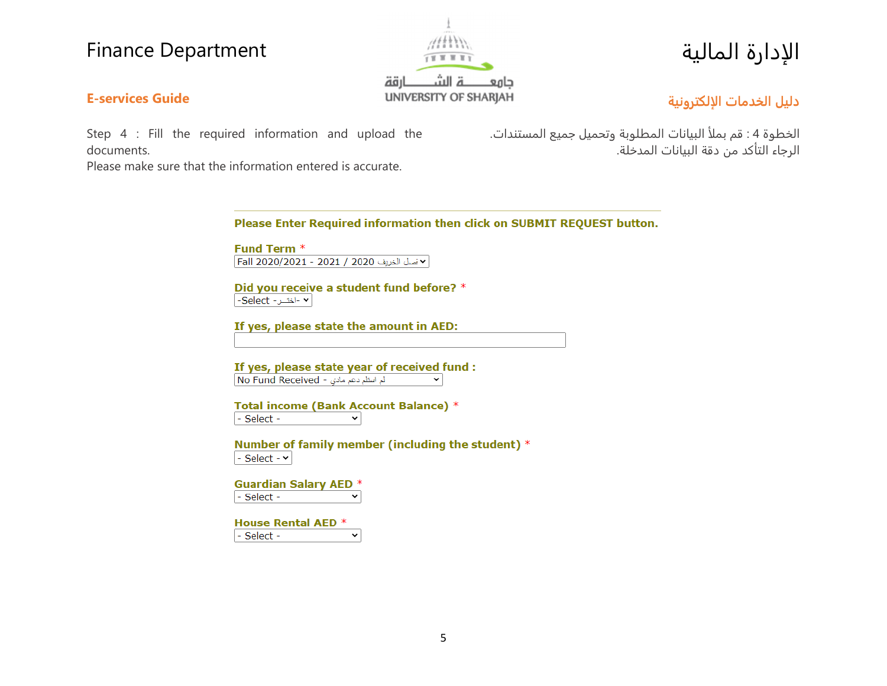Finance Department

الإدارة المالية

**E-services Guide**

**دليل الخدمات الإلكترونية**

Step 4 : Fill the required information and upload the documents.
Please make sure that the information entered is accurate.

الخطوة 4 : قم بملأ البيانات المطلوبة وتحميل جميع المستندات.
الرجاء التأكد من دقة البيانات المدخلة.

---

**Please Enter Required information then click on SUBMIT REQUEST button.**

**Fund Term** *
Fall 2020/2021 - 2021 / 2020 فصل الخريف

**Did you receive a student fund before?** *
-Select -اختر-

**If yes, please state the amount in AED:**

**If yes, please state year of received fund :**
No Fund Received - لم استلم دعم مادي

**Total income (Bank Account Balance)** *
- Select -

**Number of family member (including the student)** *
- Select -

**Guardian Salary AED** *
- Select -

**House Rental AED** *
- Select -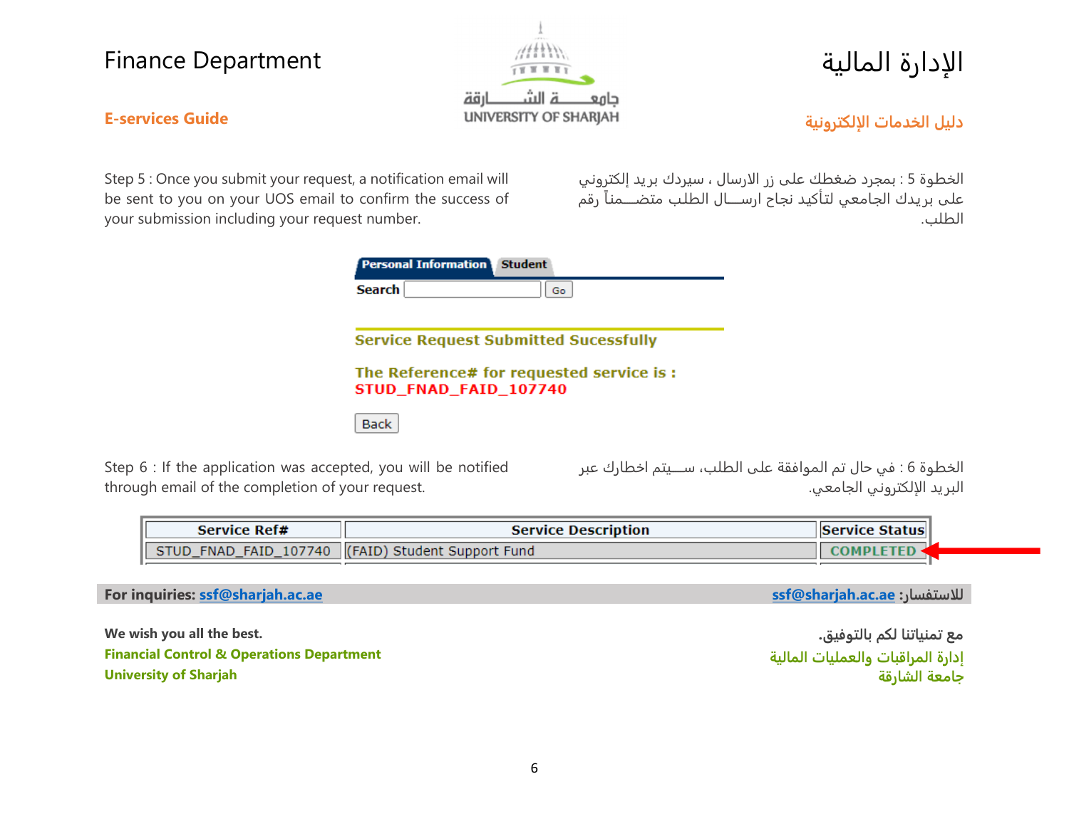Finance Department

الإدارة المالية

**E-services Guide**

**دليل الخدمات الإلكترونية**

Step 5 : Once you submit your request, a notification email will be sent to you on your UOS email to confirm the success of your submission including your request number.

الخطوة 5 : بمجرد ضغطك على زر الارسال ، سيردك بريد إلكتروني على بريدك الجامعي لتأكيد نجاح ارســال الطلب متضـــمناً رقم الطلب.

Personal Information | Student

Search [ ] Go

**Service Request Submitted Sucessfully**

**The Reference# for requested service is : STUD_FNAD_FAID_107740**

Back

Step 6 : If the application was accepted, you will be notified through email of the completion of your request.

الخطوة 6 : في حال تم الموافقة على الطلب، ســيتم اخطارك عبر البريد الإلكتروني الجامعي.

| Service Ref# | Service Description | Service Status |
|---|---|---|
| STUD_FNAD_FAID_107740 | (FAID) Student Support Fund | COMPLETED |

**For inquiries:** ssf@sharjah.ac.ae

للاستفسار: ssf@sharjah.ac.ae

**We wish you all the best.**
**Financial Control & Operations Department**
**University of Sharjah**

مع تمنياتنا لكم بالتوفيق.
**إدارة المراقبات والعمليات المالية**
**جامعة الشارقة**